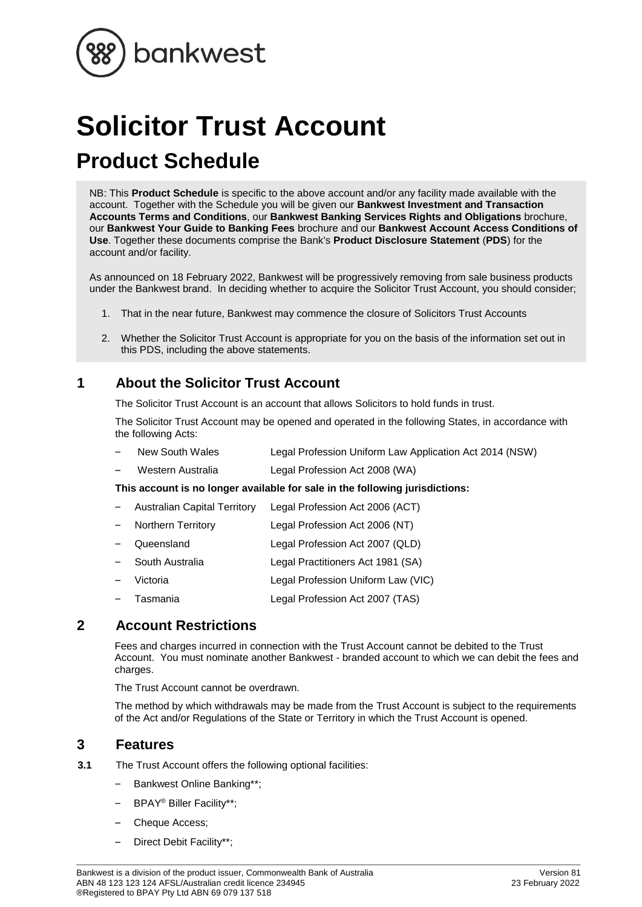# Solicitor Trust Account

## Product Schedule

NB: This **Product Schedule** is specific to the above account and/or any facility made available with the account. Together with the Schedule you will be given our **Bankwest Investment and Transaction Accounts Terms and Conditions**, our **Bankwest Banking Services Rights and Obligations** brochure, our **Bankwest Your Guide to Banking Fees** brochure and our **Bankwest Account Access Conditions of Use**. Together these documents comprise the Bank's **Product Disclosure Statement** (**PDS**) for the account and/or facility.

As announced on 18 February 2022, Bankwest will be progressively removing from sale business products under the Bankwest brand. In deciding whether to acquire the Solicitor Trust Account, you should consider;

1. That in the near future, Bankwest may commence the closure of Solicitors Trust Accounts
2. Whether the Solicitor Trust Account is appropriate for you on the basis of the information set out in this PDS, including the above statements.

## 1 About the Solicitor Trust Account

The Solicitor Trust Account is an account that allows Solicitors to hold funds in trust.

The Solicitor Trust Account may be opened and operated in the following States, in accordance with the following Acts:

- New South Wales — Legal Profession Uniform Law Application Act 2014 (NSW)
- Western Australia — Legal Profession Act 2008 (WA)

**This account is no longer available for sale in the following jurisdictions:**

- Australian Capital Territory — Legal Profession Act 2006 (ACT)
- Northern Territory — Legal Profession Act 2006 (NT)
- Queensland — Legal Profession Act 2007 (QLD)
- South Australia — Legal Practitioners Act 1981 (SA)
- Victoria — Legal Profession Uniform Law (VIC)
- Tasmania — Legal Profession Act 2007 (TAS)

## 2 Account Restrictions

Fees and charges incurred in connection with the Trust Account cannot be debited to the Trust Account. You must nominate another Bankwest - branded account to which we can debit the fees and charges.

The Trust Account cannot be overdrawn.

The method by which withdrawals may be made from the Trust Account is subject to the requirements of the Act and/or Regulations of the State or Territory in which the Trust Account is opened.

## 3 Features

**3.1** The Trust Account offers the following optional facilities:

- Bankwest Online Banking**;
- BPAY® Biller Facility**;
- Cheque Access;
- Direct Debit Facility**;

Bankwest is a division of the product issuer, Commonwealth Bank of Australia ABN 48 123 123 124 AFSL/Australian credit licence 234945
®Registered to BPAY Pty Ltd ABN 69 079 137 518

Version 81
23 February 2022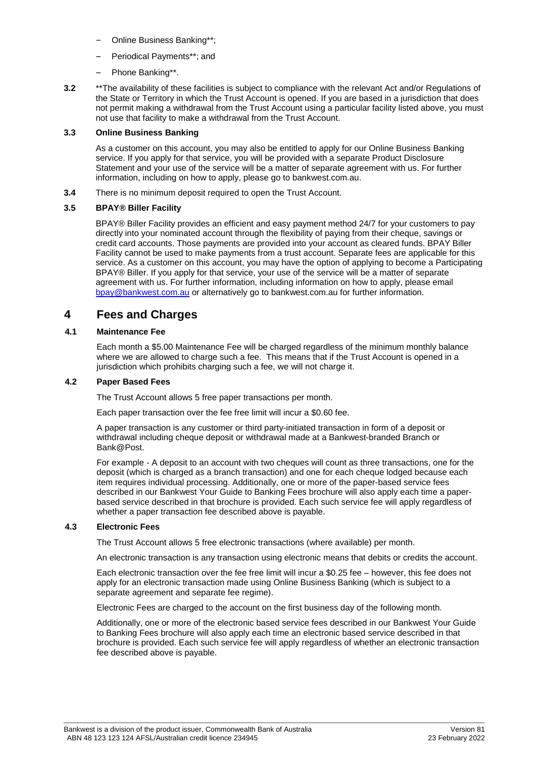- Online Business Banking**;
- Periodical Payments**; and
- Phone Banking**.

**3.2** **The availability of these facilities is subject to compliance with the relevant Act and/or Regulations of the State or Territory in which the Trust Account is opened. If you are based in a jurisdiction that does not permit making a withdrawal from the Trust Account using a particular facility listed above, you must not use that facility to make a withdrawal from the Trust Account.

**3.3 Online Business Banking**

As a customer on this account, you may also be entitled to apply for our Online Business Banking service. If you apply for that service, you will be provided with a separate Product Disclosure Statement and your use of the service will be a matter of separate agreement with us. For further information, including on how to apply, please go to bankwest.com.au.

**3.4** There is no minimum deposit required to open the Trust Account.

**3.5 BPAY® Biller Facility**

BPAY® Biller Facility provides an efficient and easy payment method 24/7 for your customers to pay directly into your nominated account through the flexibility of paying from their cheque, savings or credit card accounts. Those payments are provided into your account as cleared funds. BPAY Biller Facility cannot be used to make payments from a trust account. Separate fees are applicable for this service. As a customer on this account, you may have the option of applying to become a Participating BPAY® Biller. If you apply for that service, your use of the service will be a matter of separate agreement with us. For further information, including information on how to apply, please email bpay@bankwest.com.au or alternatively go to bankwest.com.au for further information.

# 4 Fees and Charges

**4.1 Maintenance Fee**

Each month a $5.00 Maintenance Fee will be charged regardless of the minimum monthly balance where we are allowed to charge such a fee. This means that if the Trust Account is opened in a jurisdiction which prohibits charging such a fee, we will not charge it.

**4.2 Paper Based Fees**

The Trust Account allows 5 free paper transactions per month.

Each paper transaction over the fee free limit will incur a $0.60 fee.

A paper transaction is any customer or third party-initiated transaction in form of a deposit or withdrawal including cheque deposit or withdrawal made at a Bankwest-branded Branch or Bank@Post.

For example - A deposit to an account with two cheques will count as three transactions, one for the deposit (which is charged as a branch transaction) and one for each cheque lodged because each item requires individual processing. Additionally, one or more of the paper-based service fees described in our Bankwest Your Guide to Banking Fees brochure will also apply each time a paper-based service described in that brochure is provided. Each such service fee will apply regardless of whether a paper transaction fee described above is payable.

**4.3 Electronic Fees**

The Trust Account allows 5 free electronic transactions (where available) per month.

An electronic transaction is any transaction using electronic means that debits or credits the account.

Each electronic transaction over the fee free limit will incur a $0.25 fee – however, this fee does not apply for an electronic transaction made using Online Business Banking (which is subject to a separate agreement and separate fee regime).

Electronic Fees are charged to the account on the first business day of the following month.

Additionally, one or more of the electronic based service fees described in our Bankwest Your Guide to Banking Fees brochure will also apply each time an electronic based service described in that brochure is provided. Each such service fee will apply regardless of whether an electronic transaction fee described above is payable.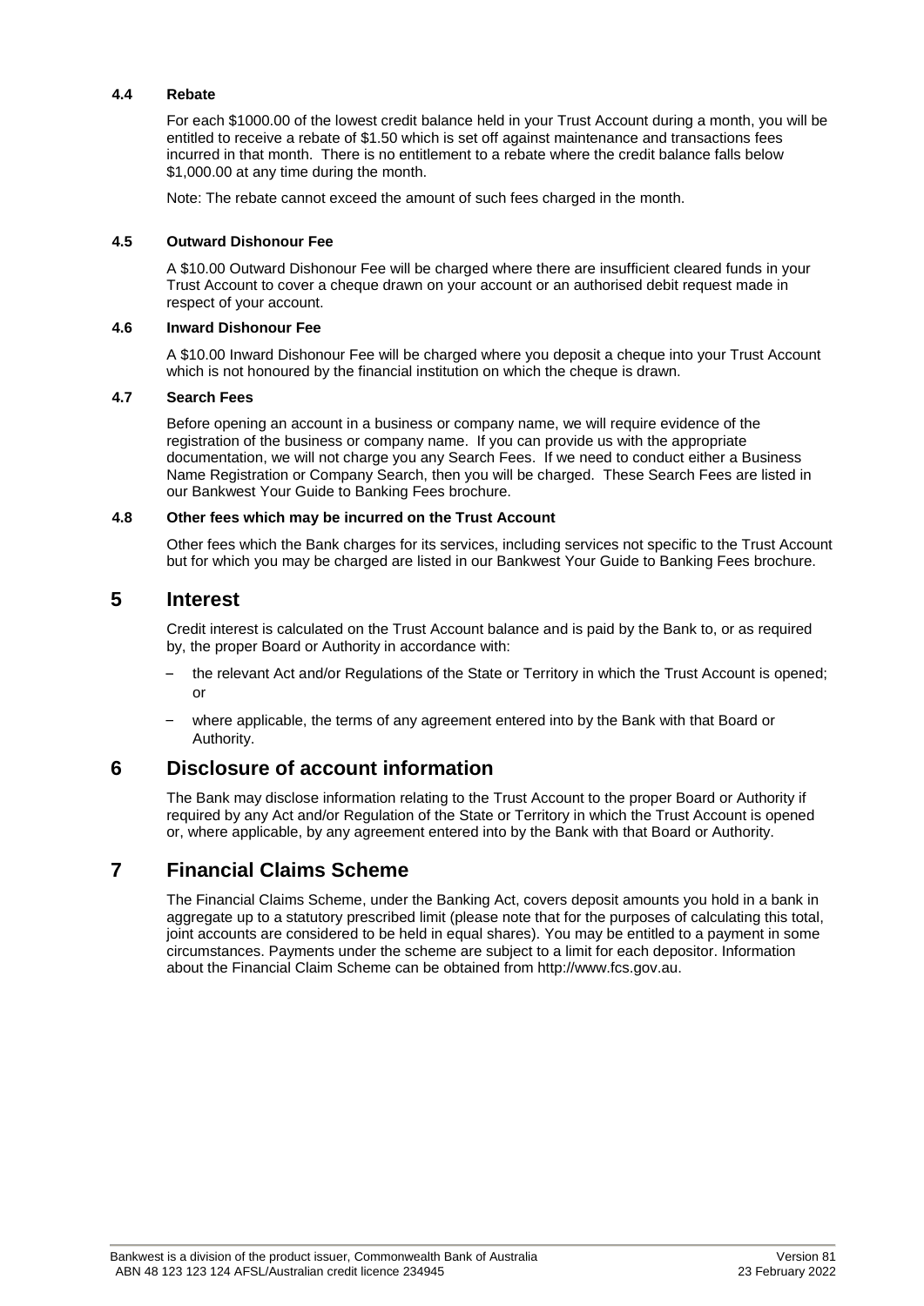### 4.4 Rebate

For each $1000.00 of the lowest credit balance held in your Trust Account during a month, you will be entitled to receive a rebate of $1.50 which is set off against maintenance and transactions fees incurred in that month. There is no entitlement to a rebate where the credit balance falls below $1,000.00 at any time during the month.

Note: The rebate cannot exceed the amount of such fees charged in the month.

### 4.5 Outward Dishonour Fee

A $10.00 Outward Dishonour Fee will be charged where there are insufficient cleared funds in your Trust Account to cover a cheque drawn on your account or an authorised debit request made in respect of your account.

### 4.6 Inward Dishonour Fee

A $10.00 Inward Dishonour Fee will be charged where you deposit a cheque into your Trust Account which is not honoured by the financial institution on which the cheque is drawn.

### 4.7 Search Fees

Before opening an account in a business or company name, we will require evidence of the registration of the business or company name. If you can provide us with the appropriate documentation, we will not charge you any Search Fees. If we need to conduct either a Business Name Registration or Company Search, then you will be charged. These Search Fees are listed in our Bankwest Your Guide to Banking Fees brochure.

### 4.8 Other fees which may be incurred on the Trust Account

Other fees which the Bank charges for its services, including services not specific to the Trust Account but for which you may be charged are listed in our Bankwest Your Guide to Banking Fees brochure.

## 5 Interest

Credit interest is calculated on the Trust Account balance and is paid by the Bank to, or as required by, the proper Board or Authority in accordance with:

- the relevant Act and/or Regulations of the State or Territory in which the Trust Account is opened; or
- where applicable, the terms of any agreement entered into by the Bank with that Board or Authority.

## 6 Disclosure of account information

The Bank may disclose information relating to the Trust Account to the proper Board or Authority if required by any Act and/or Regulation of the State or Territory in which the Trust Account is opened or, where applicable, by any agreement entered into by the Bank with that Board or Authority.

## 7 Financial Claims Scheme

The Financial Claims Scheme, under the Banking Act, covers deposit amounts you hold in a bank in aggregate up to a statutory prescribed limit (please note that for the purposes of calculating this total, joint accounts are considered to be held in equal shares). You may be entitled to a payment in some circumstances. Payments under the scheme are subject to a limit for each depositor. Information about the Financial Claim Scheme can be obtained from http://www.fcs.gov.au.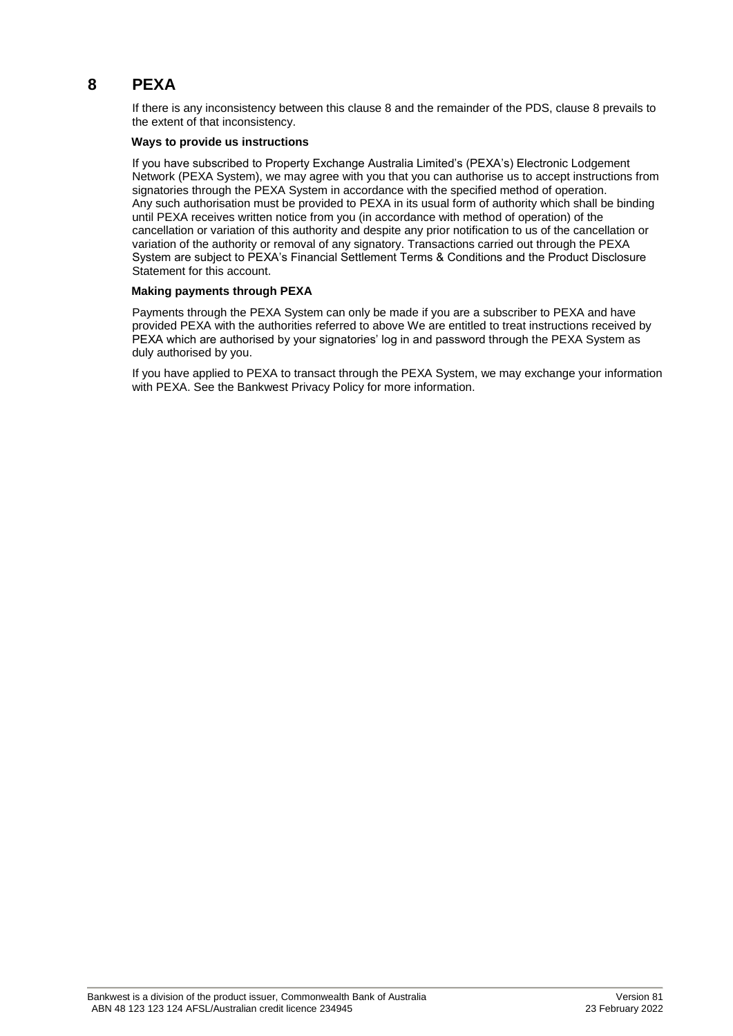# 8 PEXA

If there is any inconsistency between this clause 8 and the remainder of the PDS, clause 8 prevails to the extent of that inconsistency.

**Ways to provide us instructions**

If you have subscribed to Property Exchange Australia Limited's (PEXA's) Electronic Lodgement Network (PEXA System), we may agree with you that you can authorise us to accept instructions from signatories through the PEXA System in accordance with the specified method of operation. Any such authorisation must be provided to PEXA in its usual form of authority which shall be binding until PEXA receives written notice from you (in accordance with method of operation) of the cancellation or variation of this authority and despite any prior notification to us of the cancellation or variation of the authority or removal of any signatory. Transactions carried out through the PEXA System are subject to PEXA's Financial Settlement Terms & Conditions and the Product Disclosure Statement for this account.

**Making payments through PEXA**

Payments through the PEXA System can only be made if you are a subscriber to PEXA and have provided PEXA with the authorities referred to above We are entitled to treat instructions received by PEXA which are authorised by your signatories' log in and password through the PEXA System as duly authorised by you.

If you have applied to PEXA to transact through the PEXA System, we may exchange your information with PEXA. See the Bankwest Privacy Policy for more information.